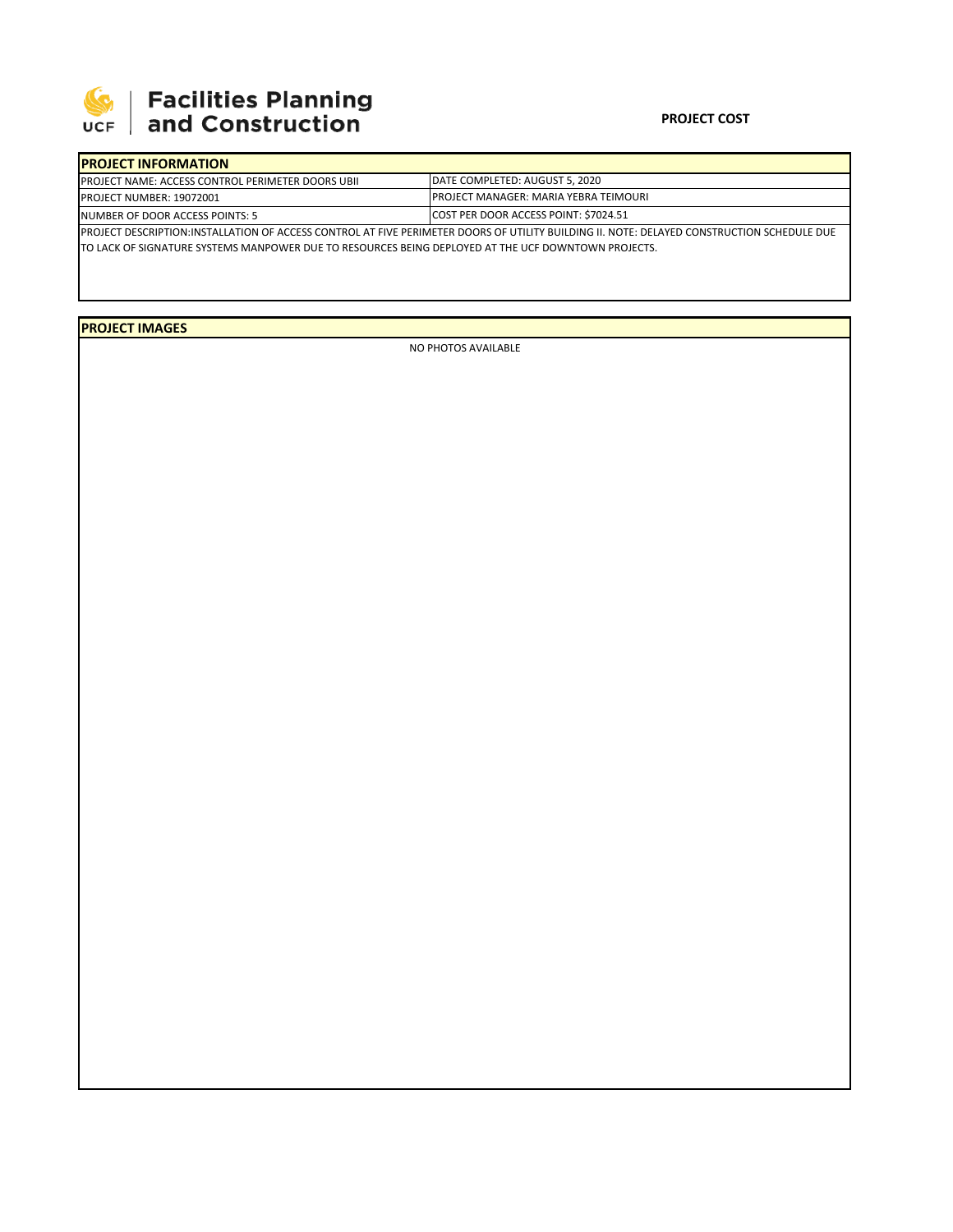Facilities Planning and Construction

**PROJECT COST**

## PROJECT INFORMATION

| | |
|---|---|
| PROJECT NAME: ACCESS CONTROL PERIMETER DOORS UBII | DATE COMPLETED: AUGUST 5, 2020 |
| PROJECT NUMBER: 19072001 | PROJECT MANAGER: MARIA YEBRA TEIMOURI |
| NUMBER OF DOOR ACCESS POINTS: 5 | COST PER DOOR ACCESS POINT: $7024.51 |

PROJECT DESCRIPTION:INSTALLATION OF ACCESS CONTROL AT FIVE PERIMETER DOORS OF UTILITY BUILDING II. NOTE: DELAYED CONSTRUCTION SCHEDULE DUE TO LACK OF SIGNATURE SYSTEMS MANPOWER DUE TO RESOURCES BEING DEPLOYED AT THE UCF DOWNTOWN PROJECTS.

## PROJECT IMAGES

NO PHOTOS AVAILABLE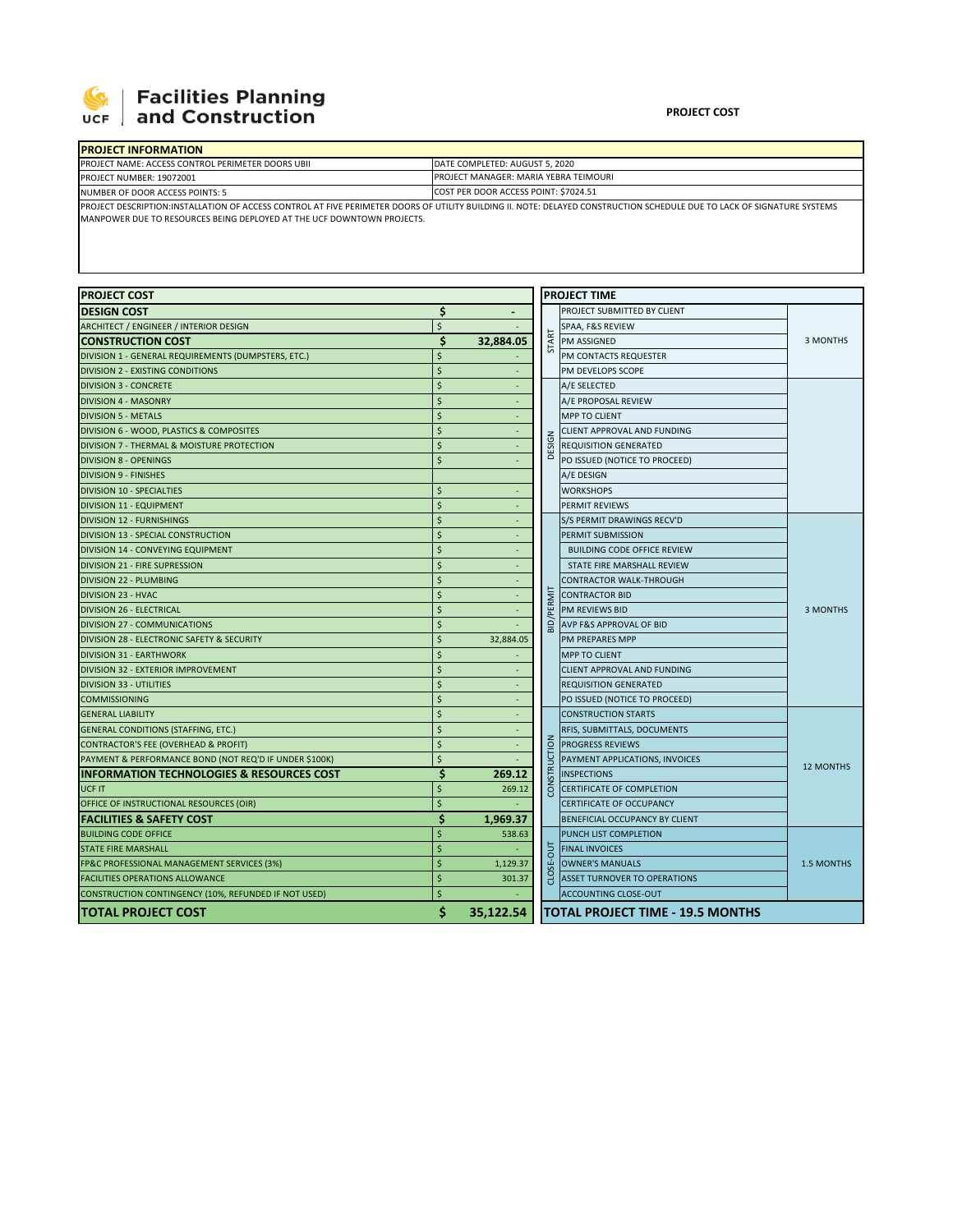**Facilities Planning and Construction**

**PROJECT COST**

| PROJECT INFORMATION | |
|---|---|
| PROJECT NAME: ACCESS CONTROL PERIMETER DOORS UBII | DATE COMPLETED: AUGUST 5, 2020 |
| PROJECT NUMBER: 19072001 | PROJECT MANAGER: MARIA YEBRA TEIMOURI |
| NUMBER OF DOOR ACCESS POINTS: 5 | COST PER DOOR ACCESS POINT: $7024.51 |

PROJECT DESCRIPTION:INSTALLATION OF ACCESS CONTROL AT FIVE PERIMETER DOORS OF UTILITY BUILDING II. NOTE: DELAYED CONSTRUCTION SCHEDULE DUE TO LACK OF SIGNATURE SYSTEMS MANPOWER DUE TO RESOURCES BEING DEPLOYED AT THE UCF DOWNTOWN PROJECTS.

| PROJECT COST | | |
|---|---|---|
| **DESIGN COST** | **$** | **-** |
| ARCHITECT / ENGINEER / INTERIOR DESIGN | $ | - |
| **CONSTRUCTION COST** | **$** | **32,884.05** |
| DIVISION 1 - GENERAL REQUIREMENTS (DUMPSTERS, ETC.) | $ | - |
| DIVISION 2 - EXISTING CONDITIONS | $ | - |
| DIVISION 3 - CONCRETE | $ | - |
| DIVISION 4 - MASONRY | $ | - |
| DIVISION 5 - METALS | $ | - |
| DIVISION 6 - WOOD, PLASTICS & COMPOSITES | $ | - |
| DIVISION 7 - THERMAL & MOISTURE PROTECTION | $ | - |
| DIVISION 8 - OPENINGS | $ | - |
| DIVISION 9 - FINISHES | | |
| DIVISION 10 - SPECIALTIES | $ | - |
| DIVISION 11 - EQUIPMENT | $ | - |
| DIVISION 12 - FURNISHINGS | $ | - |
| DIVISION 13 - SPECIAL CONSTRUCTION | $ | - |
| DIVISION 14 - CONVEYING EQUIPMENT | $ | - |
| DIVISION 21 - FIRE SUPRESSION | $ | - |
| DIVISION 22 - PLUMBING | $ | - |
| DIVISION 23 - HVAC | $ | - |
| DIVISION 26 - ELECTRICAL | $ | - |
| DIVISION 27 - COMMUNICATIONS | $ | - |
| DIVISION 28 - ELECTRONIC SAFETY & SECURITY | $ | 32,884.05 |
| DIVISION 31 - EARTHWORK | $ | - |
| DIVISION 32 - EXTERIOR IMPROVEMENT | $ | - |
| DIVISION 33 - UTILITIES | $ | - |
| COMMISSIONING | $ | - |
| GENERAL LIABILITY | $ | - |
| GENERAL CONDITIONS (STAFFING, ETC.) | $ | - |
| CONTRACTOR'S FEE (OVERHEAD & PROFIT) | $ | - |
| PAYMENT & PERFORMANCE BOND (NOT REQ'D IF UNDER $100K) | $ | - |
| **INFORMATION TECHNOLOGIES & RESOURCES COST** | **$** | **269.12** |
| UCF IT | $ | 269.12 |
| OFFICE OF INSTRUCTIONAL RESOURCES (OIR) | $ | - |
| **FACILITIES & SAFETY COST** | **$** | **1,969.37** |
| BUILDING CODE OFFICE | $ | 538.63 |
| STATE FIRE MARSHALL | $ | - |
| FP&C PROFESSIONAL MANAGEMENT SERVICES (3%) | $ | 1,129.37 |
| FACILITIES OPERATIONS ALLOWANCE | $ | 301.37 |
| CONSTRUCTION CONTINGENCY (10%, REFUNDED IF NOT USED) | $ | - |
| **TOTAL PROJECT COST** | **$** | **35,122.54** |

| PROJECT TIME | | |
|---|---|---|
| START | PROJECT SUBMITTED BY CLIENT | 3 MONTHS |
| | SPAA, F&S REVIEW | |
| | PM ASSIGNED | |
| | PM CONTACTS REQUESTER | |
| | PM DEVELOPS SCOPE | |
| DESIGN | A/E SELECTED | |
| | A/E PROPOSAL REVIEW | |
| | MPP TO CLIENT | |
| | CLIENT APPROVAL AND FUNDING | |
| | REQUISITION GENERATED | |
| | PO ISSUED (NOTICE TO PROCEED) | |
| | A/E DESIGN | |
| | WORKSHOPS | |
| | PERMIT REVIEWS | |
| BID/PERMIT | S/S PERMIT DRAWINGS RECV'D | 3 MONTHS |
| | PERMIT SUBMISSION | |
| | BUILDING CODE OFFICE REVIEW | |
| | STATE FIRE MARSHALL REVIEW | |
| | CONTRACTOR WALK-THROUGH | |
| | CONTRACTOR BID | |
| | PM REVIEWS BID | |
| | AVP F&S APPROVAL OF BID | |
| | PM PREPARES MPP | |
| | MPP TO CLIENT | |
| | CLIENT APPROVAL AND FUNDING | |
| | REQUISITION GENERATED | |
| | PO ISSUED (NOTICE TO PROCEED) | |
| CONSTRUCTION | CONSTRUCTION STARTS | 12 MONTHS |
| | RFIS, SUBMITTALS, DOCUMENTS | |
| | PROGRESS REVIEWS | |
| | PAYMENT APPLICATIONS, INVOICES | |
| | INSPECTIONS | |
| | CERTIFICATE OF COMPLETION | |
| | CERTIFICATE OF OCCUPANCY | |
| | BENEFICIAL OCCUPANCY BY CLIENT | |
| CLOSE-OUT | PUNCH LIST COMPLETION | 1.5 MONTHS |
| | FINAL INVOICES | |
| | OWNER'S MANUALS | |
| | ASSET TURNOVER TO OPERATIONS | |
| | ACCOUNTING CLOSE-OUT | |
| **TOTAL PROJECT TIME - 19.5 MONTHS** | | |